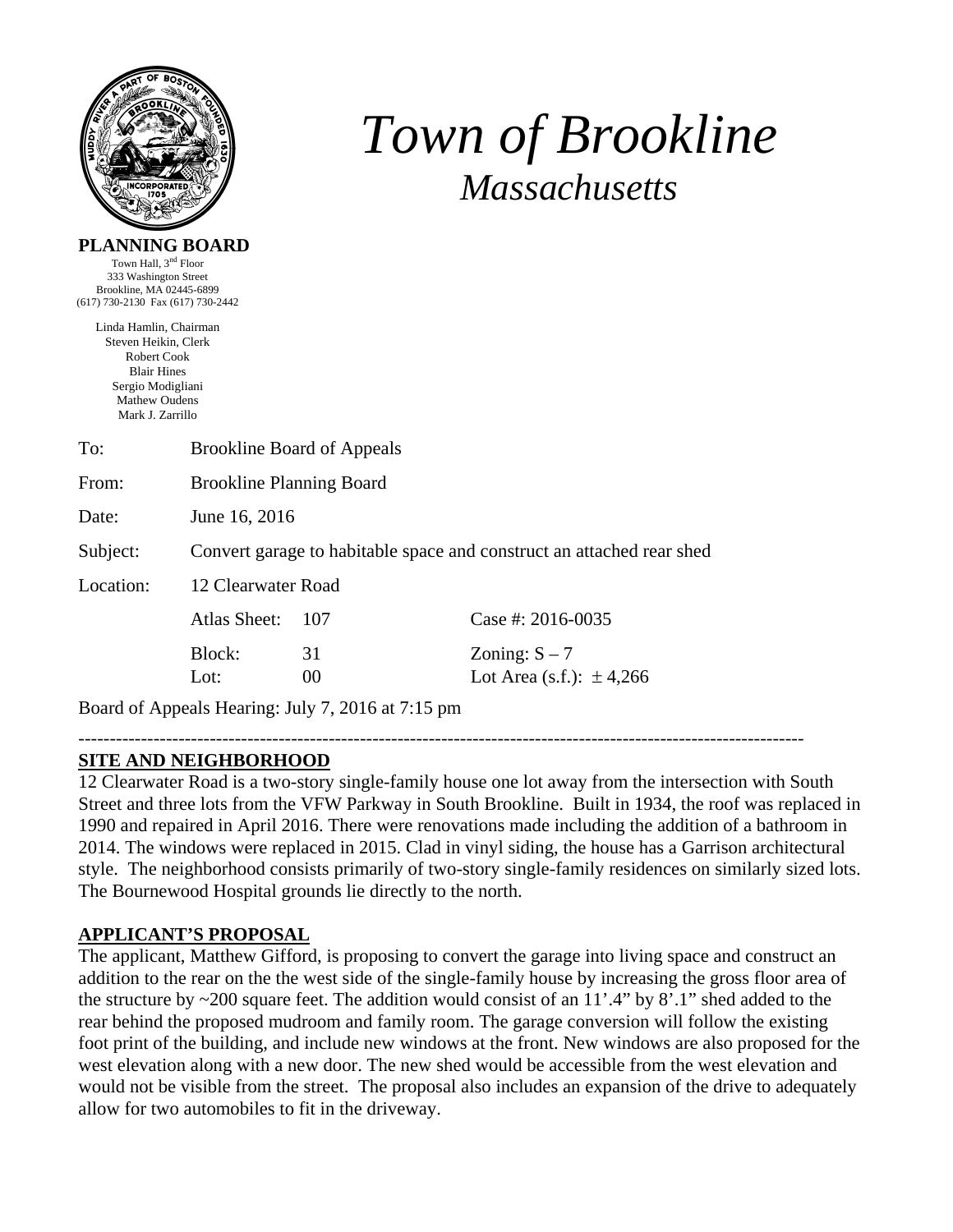# *Town of Brookline*

## *Massachusetts*

**PLANNING BOARD**

Town Hall, 3rd Floor
333 Washington Street
Brookline, MA 02445-6899
(617) 730-2130 Fax (617) 730-2442

Linda Hamlin, Chairman
Steven Heikin, Clerk
Robert Cook
Blair Hines
Sergio Modigliani
Mathew Oudens
Mark J. Zarrillo

| | | | |
|---|---|---|---|
| To: | Brookline Board of Appeals | | |
| From: | Brookline Planning Board | | |
| Date: | June 16, 2016 | | |
| Subject: | Convert garage to habitable space and construct an attached rear shed | | |
| Location: | 12 Clearwater Road | | |
| | Atlas Sheet: | 107 | Case #: 2016-0035 |
| | Block: | 31 | Zoning: S – 7 |
| | Lot: | 00 | Lot Area (s.f.): ± 4,266 |

Board of Appeals Hearing: July 7, 2016 at 7:15 pm

---

## SITE AND NEIGHBORHOOD

12 Clearwater Road is a two-story single-family house one lot away from the intersection with South Street and three lots from the VFW Parkway in South Brookline. Built in 1934, the roof was replaced in 1990 and repaired in April 2016. There were renovations made including the addition of a bathroom in 2014. The windows were replaced in 2015. Clad in vinyl siding, the house has a Garrison architectural style. The neighborhood consists primarily of two-story single-family residences on similarly sized lots. The Bournewood Hospital grounds lie directly to the north.

## APPLICANT'S PROPOSAL

The applicant, Matthew Gifford, is proposing to convert the garage into living space and construct an addition to the rear on the the west side of the single-family house by increasing the gross floor area of the structure by ~200 square feet. The addition would consist of an 11'.4" by 8'.1" shed added to the rear behind the proposed mudroom and family room. The garage conversion will follow the existing foot print of the building, and include new windows at the front. New windows are also proposed for the west elevation along with a new door. The new shed would be accessible from the west elevation and would not be visible from the street. The proposal also includes an expansion of the drive to adequately allow for two automobiles to fit in the driveway.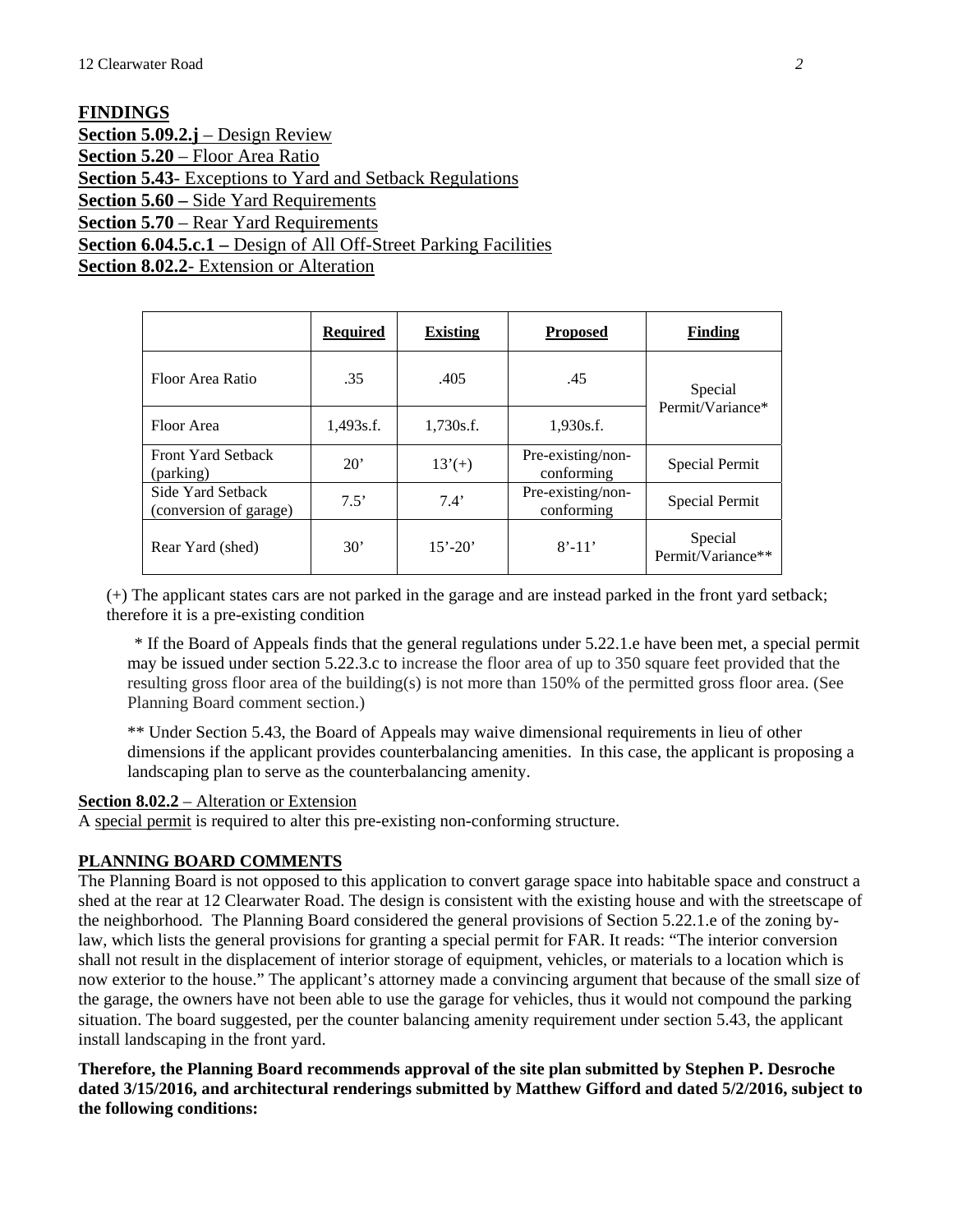## FINDINGS

**Section 5.09.2.j** – Design Review
**Section 5.20** – Floor Area Ratio
**Section 5.43**- Exceptions to Yard and Setback Regulations
**Section 5.60 –** Side Yard Requirements
**Section 5.70** – Rear Yard Requirements
**Section 6.04.5.c.1 –** Design of All Off-Street Parking Facilities
**Section 8.02.2**- Extension or Alteration

| | Required | Existing | Proposed | Finding |
|---|---|---|---|---|
| Floor Area Ratio | .35 | .405 | .45 | Special Permit/Variance* |
| Floor Area | 1,493s.f. | 1,730s.f. | 1,930s.f. | |
| Front Yard Setback (parking) | 20' | 13'(+) | Pre-existing/non-conforming | Special Permit |
| Side Yard Setback (conversion of garage) | 7.5' | 7.4' | Pre-existing/non-conforming | Special Permit |
| Rear Yard (shed) | 30' | 15'-20' | 8'-11' | Special Permit/Variance** |

(+) The applicant states cars are not parked in the garage and are instead parked in the front yard setback; therefore it is a pre-existing condition

\* If the Board of Appeals finds that the general regulations under 5.22.1.e have been met, a special permit may be issued under section 5.22.3.c to increase the floor area of up to 350 square feet provided that the resulting gross floor area of the building(s) is not more than 150% of the permitted gross floor area. (See Planning Board comment section.)

** Under Section 5.43, the Board of Appeals may waive dimensional requirements in lieu of other dimensions if the applicant provides counterbalancing amenities. In this case, the applicant is proposing a landscaping plan to serve as the counterbalancing amenity.

**Section 8.02.2** – Alteration or Extension
A special permit is required to alter this pre-existing non-conforming structure.

## PLANNING BOARD COMMENTS

The Planning Board is not opposed to this application to convert garage space into habitable space and construct a shed at the rear at 12 Clearwater Road. The design is consistent with the existing house and with the streetscape of the neighborhood. The Planning Board considered the general provisions of Section 5.22.1.e of the zoning by-law, which lists the general provisions for granting a special permit for FAR. It reads: "The interior conversion shall not result in the displacement of interior storage of equipment, vehicles, or materials to a location which is now exterior to the house." The applicant's attorney made a convincing argument that because of the small size of the garage, the owners have not been able to use the garage for vehicles, thus it would not compound the parking situation. The board suggested, per the counter balancing amenity requirement under section 5.43, the applicant install landscaping in the front yard.

**Therefore, the Planning Board recommends approval of the site plan submitted by Stephen P. Desroche dated 3/15/2016, and architectural renderings submitted by Matthew Gifford and dated 5/2/2016, subject to the following conditions:**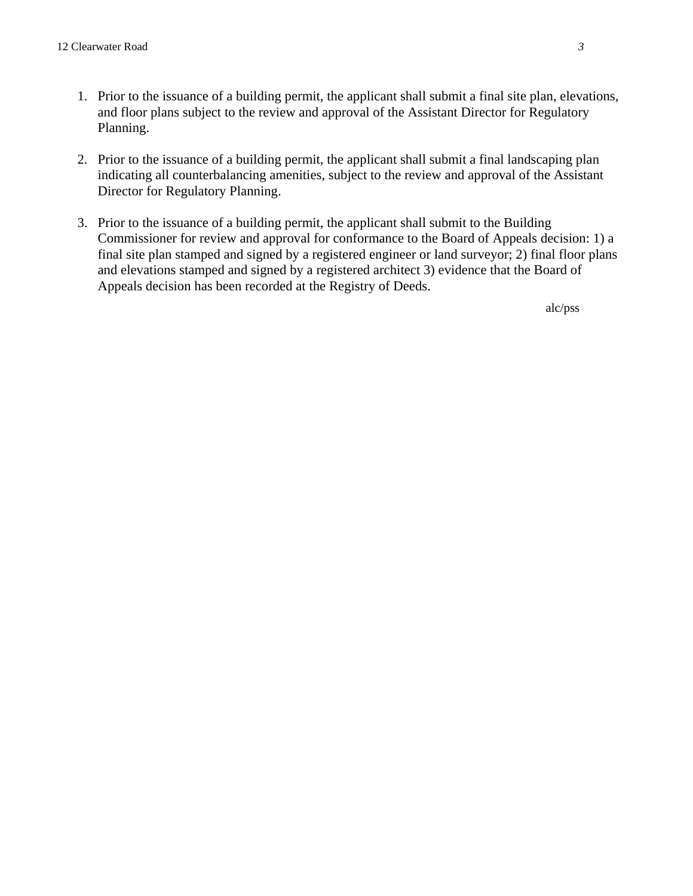1. Prior to the issuance of a building permit, the applicant shall submit a final site plan, elevations, and floor plans subject to the review and approval of the Assistant Director for Regulatory Planning.

2. Prior to the issuance of a building permit, the applicant shall submit a final landscaping plan indicating all counterbalancing amenities, subject to the review and approval of the Assistant Director for Regulatory Planning.

3. Prior to the issuance of a building permit, the applicant shall submit to the Building Commissioner for review and approval for conformance to the Board of Appeals decision: 1) a final site plan stamped and signed by a registered engineer or land surveyor; 2) final floor plans and elevations stamped and signed by a registered architect 3) evidence that the Board of Appeals decision has been recorded at the Registry of Deeds.

alc/pss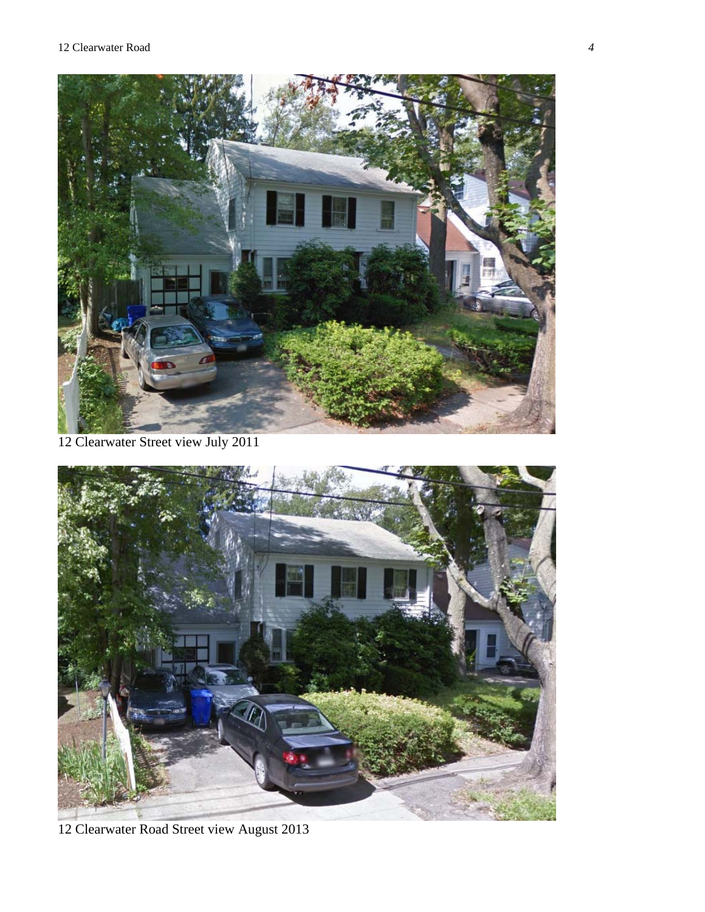12 Clearwater Street view July 2011

12 Clearwater Road Street view August 2013